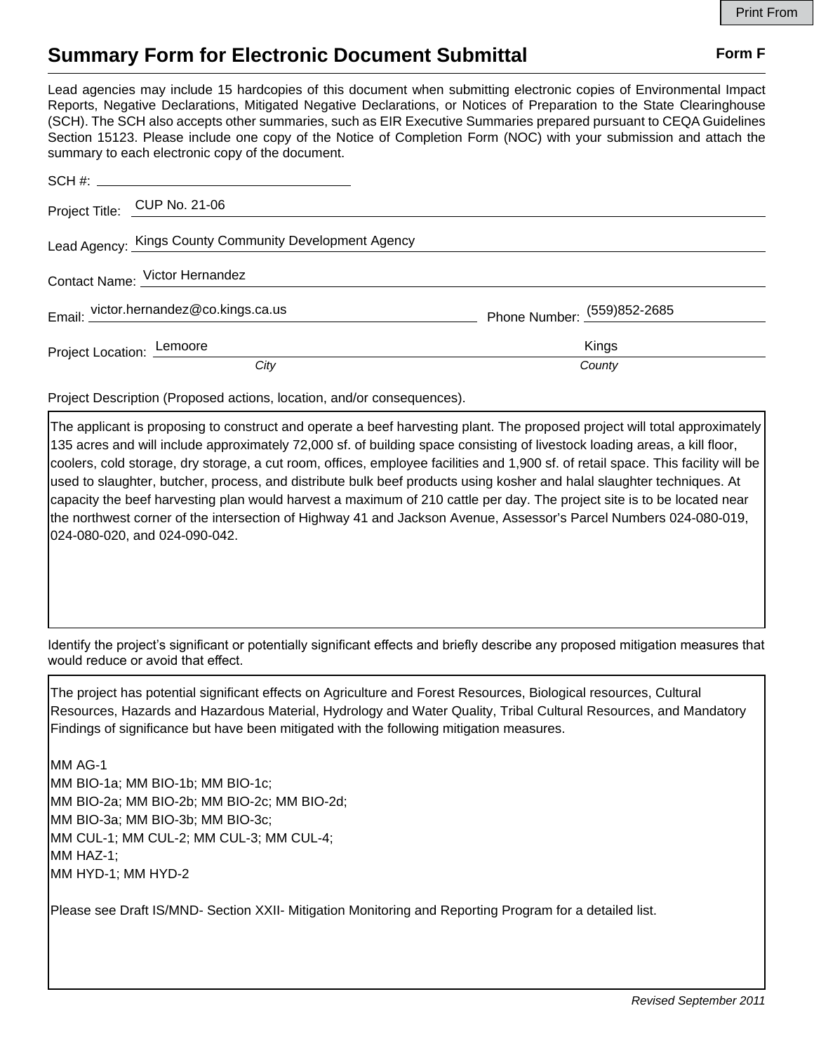# Summary Form for Electronic Document Submittal

**Form F**

Lead agencies may include 15 hardcopies of this document when submitting electronic copies of Environmental Impact Reports, Negative Declarations, Mitigated Negative Declarations, or Notices of Preparation to the State Clearinghouse (SCH). The SCH also accepts other summaries, such as EIR Executive Summaries prepared pursuant to CEQA Guidelines Section 15123. Please include one copy of the Notice of Completion Form (NOC) with your submission and attach the summary to each electronic copy of the document.

SCH #: ______________________

Project Title: CUP No. 21-06

Lead Agency: Kings County Community Development Agency

Contact Name: Victor Hernandez

Email: victor.hernandez@co.kings.ca.us

Phone Number: (559)852-2685

Project Location: Lemoore (*City*) Kings (*County*)

Project Description (Proposed actions, location, and/or consequences).

The applicant is proposing to construct and operate a beef harvesting plant. The proposed project will total approximately 135 acres and will include approximately 72,000 sf. of building space consisting of livestock loading areas, a kill floor, coolers, cold storage, dry storage, a cut room, offices, employee facilities and 1,900 sf. of retail space. This facility will be used to slaughter, butcher, process, and distribute bulk beef products using kosher and halal slaughter techniques. At capacity the beef harvesting plan would harvest a maximum of 210 cattle per day. The project site is to be located near the northwest corner of the intersection of Highway 41 and Jackson Avenue, Assessor's Parcel Numbers 024-080-019, 024-080-020, and 024-090-042.

Identify the project's significant or potentially significant effects and briefly describe any proposed mitigation measures that would reduce or avoid that effect.

The project has potential significant effects on Agriculture and Forest Resources, Biological resources, Cultural Resources, Hazards and Hazardous Material, Hydrology and Water Quality, Tribal Cultural Resources, and Mandatory Findings of significance but have been mitigated with the following mitigation measures.

MM AG-1  
MM BIO-1a; MM BIO-1b; MM BIO-1c;  
MM BIO-2a; MM BIO-2b; MM BIO-2c; MM BIO-2d;  
MM BIO-3a; MM BIO-3b; MM BIO-3c;  
MM CUL-1; MM CUL-2; MM CUL-3; MM CUL-4;  
MM HAZ-1;  
MM HYD-1; MM HYD-2

Please see Draft IS/MND- Section XXII- Mitigation Monitoring and Reporting Program for a detailed list.

*Revised September 2011*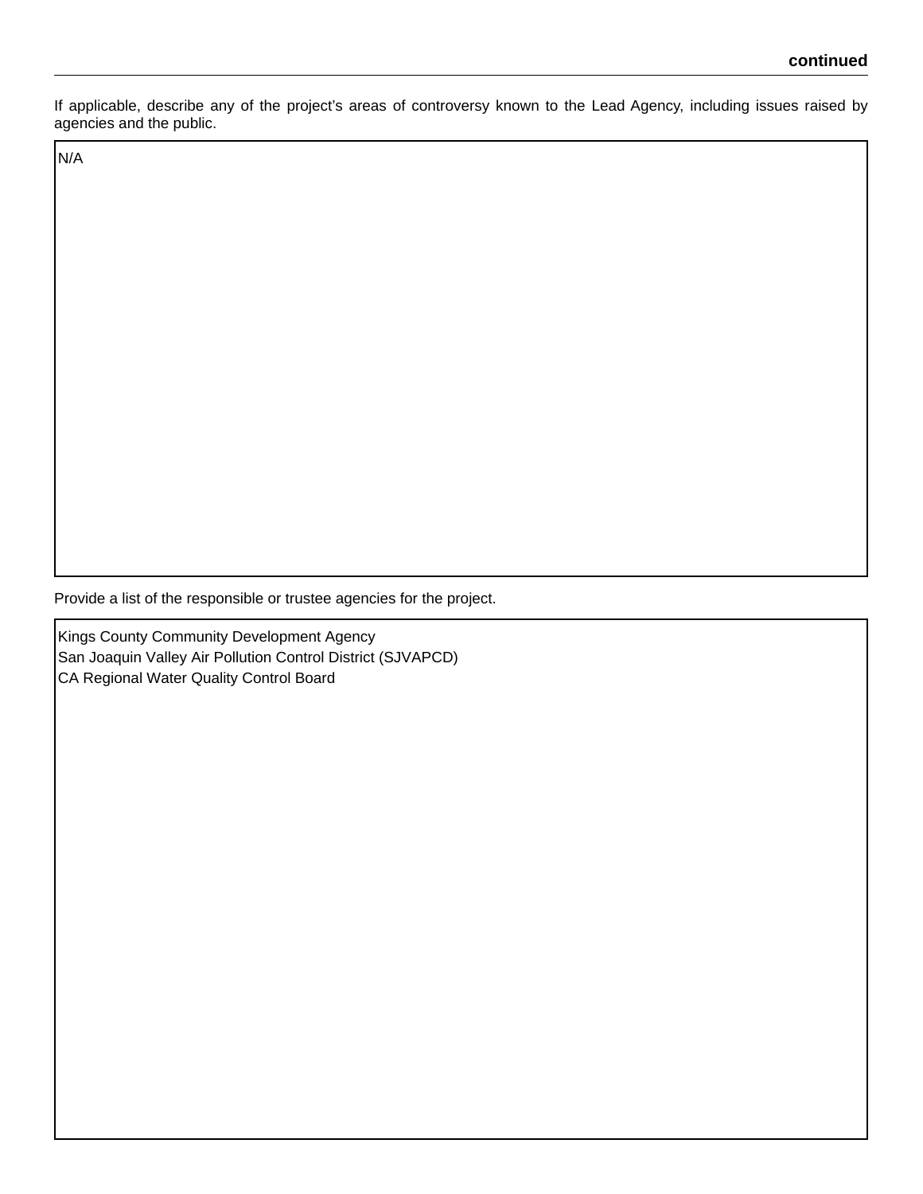**continued**

If applicable, describe any of the project's areas of controversy known to the Lead Agency, including issues raised by agencies and the public.

N/A

Provide a list of the responsible or trustee agencies for the project.

Kings County Community Development Agency
San Joaquin Valley Air Pollution Control District (SJVAPCD)
CA Regional Water Quality Control Board